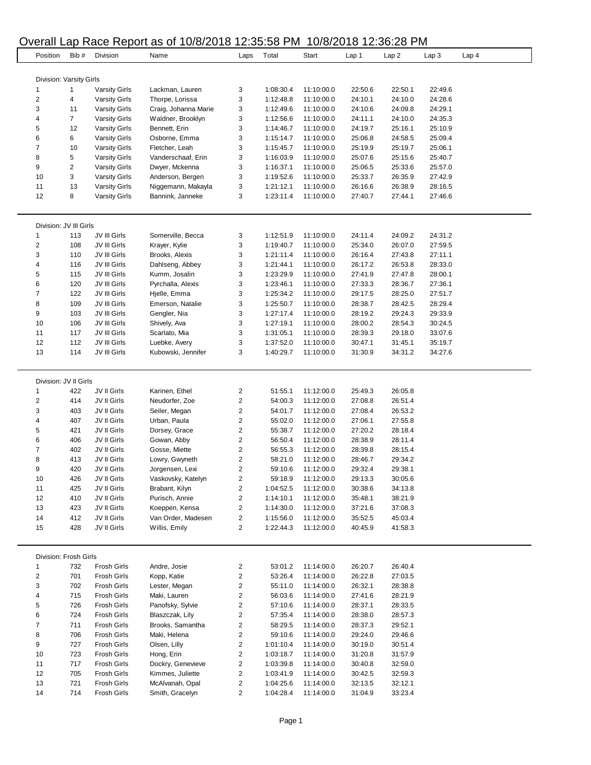# Overall Lap Race Report as of 10/8/2018 12:35:58 PM 10/8/2018 12:36:28 PM

| Position | Bib # | Division | Name | Laps | Total | Start | Lap 1 | Lap 2 | Lap 3 | Lap 4 |
|---|---|---|---|---|---|---|---|---|---|---|
| **Division: Varsity Girls** | | | | | | | | | | |
| 1 | 1 | Varsity Girls | Lackman, Lauren | 3 | 1:08:30.4 | 11:10:00.0 | 22:50.6 | 22:50.1 | 22:49.6 | |
| 2 | 4 | Varsity Girls | Thorpe, Lorissa | 3 | 1:12:48.8 | 11:10:00.0 | 24:10.1 | 24:10.0 | 24:28.6 | |
| 3 | 11 | Varsity Girls | Craig, Johanna Marie | 3 | 1:12:49.6 | 11:10:00.0 | 24:10.6 | 24:09.8 | 24:29.1 | |
| 4 | 7 | Varsity Girls | Waldner, Brooklyn | 3 | 1:12:56.6 | 11:10:00.0 | 24:11.1 | 24:10.0 | 24:35.3 | |
| 5 | 12 | Varsity Girls | Bennett, Erin | 3 | 1:14:46.7 | 11:10:00.0 | 24:19.7 | 25:16.1 | 25:10.9 | |
| 6 | 6 | Varsity Girls | Osborne, Emma | 3 | 1:15:14.7 | 11:10:00.0 | 25:06.8 | 24:58.5 | 25:09.4 | |
| 7 | 10 | Varsity Girls | Fletcher, Leah | 3 | 1:15:45.7 | 11:10:00.0 | 25:19.9 | 25:19.7 | 25:06.1 | |
| 8 | 5 | Varsity Girls | Vanderschaaf, Erin | 3 | 1:16:03.9 | 11:10:00.0 | 25:07.6 | 25:15.6 | 25:40.7 | |
| 9 | 2 | Varsity Girls | Dwyer, Mckenna | 3 | 1:16:37.1 | 11:10:00.0 | 25:06.5 | 25:33.6 | 25:57.0 | |
| 10 | 3 | Varsity Girls | Anderson, Bergen | 3 | 1:19:52.6 | 11:10:00.0 | 25:33.7 | 26:35.9 | 27:42.9 | |
| 11 | 13 | Varsity Girls | Niggemann, Makayla | 3 | 1:21:12.1 | 11:10:00.0 | 26:16.6 | 26:38.9 | 28:16.5 | |
| 12 | 8 | Varsity Girls | Bannink, Janneke | 3 | 1:23:11.4 | 11:10:00.0 | 27:40.7 | 27:44.1 | 27:46.6 | |
| **Division: JV III Girls** | | | | | | | | | | |
| 1 | 113 | JV III Girls | Somerville, Becca | 3 | 1:12:51.9 | 11:10:00.0 | 24:11.4 | 24:09.2 | 24:31.2 | |
| 2 | 108 | JV III Girls | Krayer, Kylie | 3 | 1:19:40.7 | 11:10:00.0 | 25:34.0 | 26:07.0 | 27:59.5 | |
| 3 | 110 | JV III Girls | Brooks, Alexis | 3 | 1:21:11.4 | 11:10:00.0 | 26:16.4 | 27:43.8 | 27:11.1 | |
| 4 | 116 | JV III Girls | Dahlseng, Abbey | 3 | 1:21:44.1 | 11:10:00.0 | 26:17.2 | 26:53.8 | 28:33.0 | |
| 5 | 115 | JV III Girls | Kumm, Josalin | 3 | 1:23:29.9 | 11:10:00.0 | 27:41.9 | 27:47.8 | 28:00.1 | |
| 6 | 120 | JV III Girls | Pyrchalla, Alexis | 3 | 1:23:46.1 | 11:10:00.0 | 27:33.3 | 28:36.7 | 27:36.1 | |
| 7 | 122 | JV III Girls | Hjelle, Emma | 3 | 1:25:34.2 | 11:10:00.0 | 29:17.5 | 28:25.0 | 27:51.7 | |
| 8 | 109 | JV III Girls | Emerson, Natalie | 3 | 1:25:50.7 | 11:10:00.0 | 28:38.7 | 28:42.5 | 28:29.4 | |
| 9 | 103 | JV III Girls | Gengler, Nia | 3 | 1:27:17.4 | 11:10:00.0 | 28:19.2 | 29:24.3 | 29:33.9 | |
| 10 | 106 | JV III Girls | Shively, Ava | 3 | 1:27:19.1 | 11:10:00.0 | 28:00.2 | 28:54.3 | 30:24.5 | |
| 11 | 117 | JV III Girls | Scarlato, Mia | 3 | 1:31:05.1 | 11:10:00.0 | 28:39.3 | 29:18.0 | 33:07.6 | |
| 12 | 112 | JV III Girls | Luebke, Avery | 3 | 1:37:52.0 | 11:10:00.0 | 30:47.1 | 31:45.1 | 35:19.7 | |
| 13 | 114 | JV III Girls | Kubowski, Jennifer | 3 | 1:40:29.7 | 11:10:00.0 | 31:30.9 | 34:31.2 | 34:27.6 | |
| **Division: JV II Girls** | | | | | | | | | | |
| 1 | 422 | JV II Girls | Karinen, Ethel | 2 | 51:55.1 | 11:12:00.0 | 25:49.3 | 26:05.8 | | |
| 2 | 414 | JV II Girls | Neudorfer, Zoe | 2 | 54:00.3 | 11:12:00.0 | 27:08.8 | 26:51.4 | | |
| 3 | 403 | JV II Girls | Seiler, Megan | 2 | 54:01.7 | 11:12:00.0 | 27:08.4 | 26:53.2 | | |
| 4 | 407 | JV II Girls | Urban, Paula | 2 | 55:02.0 | 11:12:00.0 | 27:06.1 | 27:55.8 | | |
| 5 | 421 | JV II Girls | Dorsey, Grace | 2 | 55:38.7 | 11:12:00.0 | 27:20.2 | 28:18.4 | | |
| 6 | 406 | JV II Girls | Gowan, Abby | 2 | 56:50.4 | 11:12:00.0 | 28:38.9 | 28:11.4 | | |
| 7 | 402 | JV II Girls | Gosse, Miette | 2 | 56:55.3 | 11:12:00.0 | 28:39.8 | 28:15.4 | | |
| 8 | 413 | JV II Girls | Lowry, Gwyneth | 2 | 58:21.0 | 11:12:00.0 | 28:46.7 | 29:34.2 | | |
| 9 | 420 | JV II Girls | Jorgensen, Lexi | 2 | 59:10.6 | 11:12:00.0 | 29:32.4 | 29:38.1 | | |
| 10 | 426 | JV II Girls | Vaskovsky, Katelyn | 2 | 59:18.9 | 11:12:00.0 | 29:13.3 | 30:05.6 | | |
| 11 | 425 | JV II Girls | Brabant, Kilyn | 2 | 1:04:52.5 | 11:12:00.0 | 30:38.6 | 34:13.8 | | |
| 12 | 410 | JV II Girls | Purisch, Annie | 2 | 1:14:10.1 | 11:12:00.0 | 35:48.1 | 38:21.9 | | |
| 13 | 423 | JV II Girls | Koeppen, Kensa | 2 | 1:14:30.0 | 11:12:00.0 | 37:21.6 | 37:08.3 | | |
| 14 | 412 | JV II Girls | Van Order, Madesen | 2 | 1:15:56.0 | 11:12:00.0 | 35:52.5 | 45:03.4 | | |
| 15 | 428 | JV II Girls | Willis, Emily | 2 | 1:22:44.3 | 11:12:00.0 | 40:45.9 | 41:58.3 | | |
| **Division: Frosh Girls** | | | | | | | | | | |
| 1 | 732 | Frosh Girls | Andre, Josie | 2 | 53:01.2 | 11:14:00.0 | 26:20.7 | 26:40.4 | | |
| 2 | 701 | Frosh Girls | Kopp, Katie | 2 | 53:26.4 | 11:14:00.0 | 26:22.8 | 27:03.5 | | |
| 3 | 702 | Frosh Girls | Lester, Megan | 2 | 55:11.0 | 11:14:00.0 | 26:32.1 | 28:38.8 | | |
| 4 | 715 | Frosh Girls | Maki, Lauren | 2 | 56:03.6 | 11:14:00.0 | 27:41.6 | 28:21.9 | | |
| 5 | 726 | Frosh Girls | Panofsky, Sylvie | 2 | 57:10.6 | 11:14:00.0 | 28:37.1 | 28:33.5 | | |
| 6 | 724 | Frosh Girls | Blaszczak, Lily | 2 | 57:35.4 | 11:14:00.0 | 28:38.0 | 28:57.3 | | |
| 7 | 711 | Frosh Girls | Brooks, Samantha | 2 | 58:29.5 | 11:14:00.0 | 28:37.3 | 29:52.1 | | |
| 8 | 706 | Frosh Girls | Maki, Helena | 2 | 59:10.6 | 11:14:00.0 | 29:24.0 | 29:46.6 | | |
| 9 | 727 | Frosh Girls | Olsen, Lilly | 2 | 1:01:10.4 | 11:14:00.0 | 30:19.0 | 30:51.4 | | |
| 10 | 723 | Frosh Girls | Hong, Erin | 2 | 1:03:18.7 | 11:14:00.0 | 31:20.8 | 31:57.9 | | |
| 11 | 717 | Frosh Girls | Dockry, Genevieve | 2 | 1:03:39.8 | 11:14:00.0 | 30:40.8 | 32:59.0 | | |
| 12 | 705 | Frosh Girls | Kimmes, Juliette | 2 | 1:03:41.9 | 11:14:00.0 | 30:42.5 | 32:59.3 | | |
| 13 | 721 | Frosh Girls | McAlvanah, Opal | 2 | 1:04:25.6 | 11:14:00.0 | 32:13.5 | 32:12.1 | | |
| 14 | 714 | Frosh Girls | Smith, Gracelyn | 2 | 1:04:28.4 | 11:14:00.0 | 31:04.9 | 33:23.4 | | |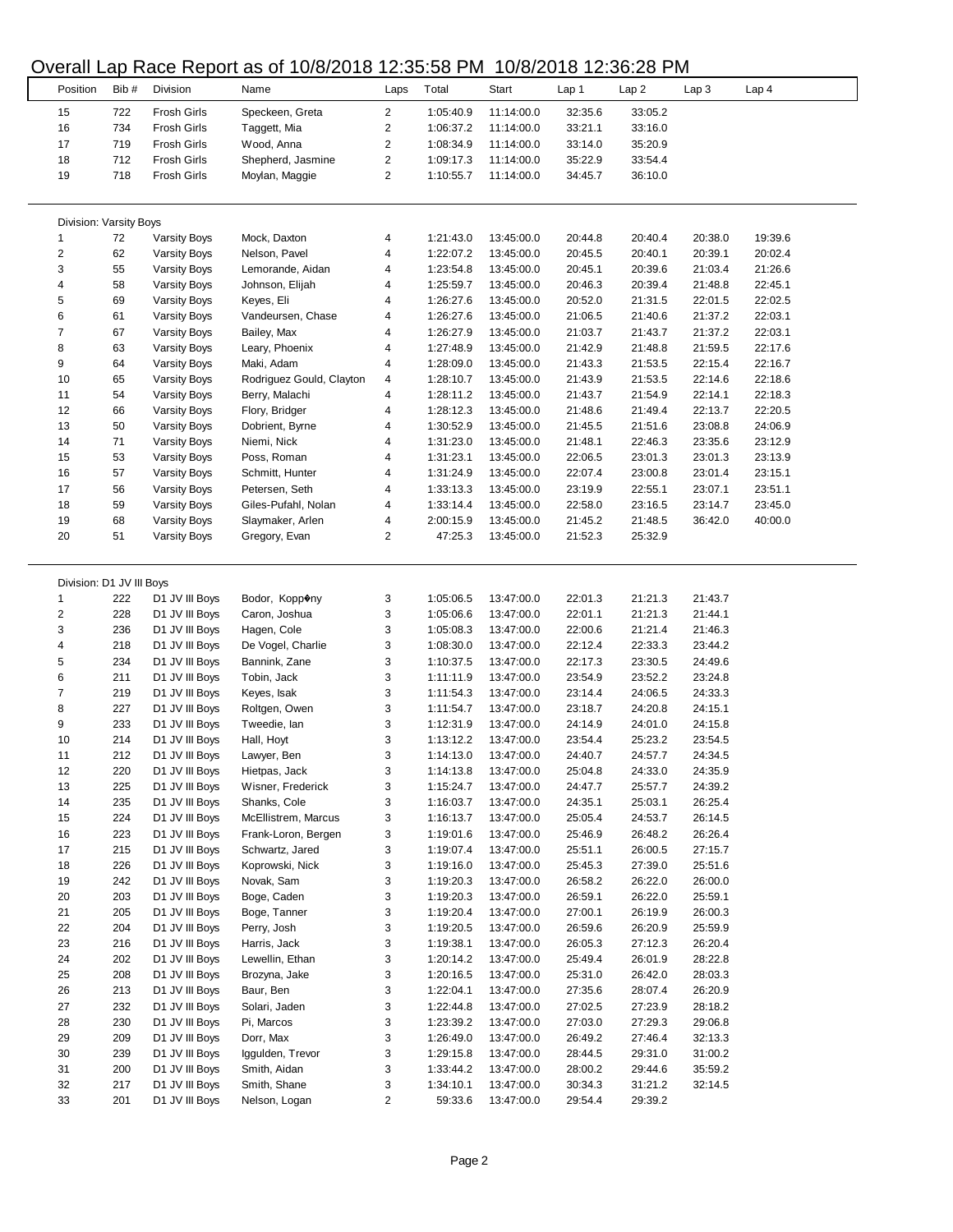# Overall Lap Race Report as of 10/8/2018 12:35:58 PM 10/8/2018 12:36:28 PM

| Position | Bib # | Division | Name | Laps | Total | Start | Lap 1 | Lap 2 | Lap 3 | Lap 4 |
|---|---|---|---|---|---|---|---|---|---|---|
| 15 | 722 | Frosh Girls | Speckeen, Greta | 2 | 1:05:40.9 | 11:14:00.0 | 32:35.6 | 33:05.2 | | |
| 16 | 734 | Frosh Girls | Taggett, Mia | 2 | 1:06:37.2 | 11:14:00.0 | 33:21.1 | 33:16.0 | | |
| 17 | 719 | Frosh Girls | Wood, Anna | 2 | 1:08:34.9 | 11:14:00.0 | 33:14.0 | 35:20.9 | | |
| 18 | 712 | Frosh Girls | Shepherd, Jasmine | 2 | 1:09:17.3 | 11:14:00.0 | 35:22.9 | 33:54.4 | | |
| 19 | 718 | Frosh Girls | Moylan, Maggie | 2 | 1:10:55.7 | 11:14:00.0 | 34:45.7 | 36:10.0 | | |

Division: Varsity Boys

| Position | Bib # | Division | Name | Laps | Total | Start | Lap 1 | Lap 2 | Lap 3 | Lap 4 |
|---|---|---|---|---|---|---|---|---|---|---|
| 1 | 72 | Varsity Boys | Mock, Daxton | 4 | 1:21:43.0 | 13:45:00.0 | 20:44.8 | 20:40.4 | 20:38.0 | 19:39.6 |
| 2 | 62 | Varsity Boys | Nelson, Pavel | 4 | 1:22:07.2 | 13:45:00.0 | 20:45.5 | 20:40.1 | 20:39.1 | 20:02.4 |
| 3 | 55 | Varsity Boys | Lemorande, Aidan | 4 | 1:23:54.8 | 13:45:00.0 | 20:45.1 | 20:39.6 | 21:03.4 | 21:26.6 |
| 4 | 58 | Varsity Boys | Johnson, Elijah | 4 | 1:25:59.7 | 13:45:00.0 | 20:46.3 | 20:39.4 | 21:48.8 | 22:45.1 |
| 5 | 69 | Varsity Boys | Keyes, Eli | 4 | 1:26:27.6 | 13:45:00.0 | 20:52.0 | 21:31.5 | 22:01.5 | 22:02.5 |
| 6 | 61 | Varsity Boys | Vandeursen, Chase | 4 | 1:26:27.6 | 13:45:00.0 | 21:06.5 | 21:40.6 | 21:37.2 | 22:03.1 |
| 7 | 67 | Varsity Boys | Bailey, Max | 4 | 1:26:27.9 | 13:45:00.0 | 21:03.7 | 21:43.7 | 21:37.2 | 22:03.1 |
| 8 | 63 | Varsity Boys | Leary, Phoenix | 4 | 1:27:48.9 | 13:45:00.0 | 21:42.9 | 21:48.8 | 21:59.5 | 22:17.6 |
| 9 | 64 | Varsity Boys | Maki, Adam | 4 | 1:28:09.0 | 13:45:00.0 | 21:43.3 | 21:53.5 | 22:15.4 | 22:16.7 |
| 10 | 65 | Varsity Boys | Rodriguez Gould, Clayton | 4 | 1:28:10.7 | 13:45:00.0 | 21:43.9 | 21:53.5 | 22:14.6 | 22:18.6 |
| 11 | 54 | Varsity Boys | Berry, Malachi | 4 | 1:28:11.2 | 13:45:00.0 | 21:43.7 | 21:54.9 | 22:14.1 | 22:18.3 |
| 12 | 66 | Varsity Boys | Flory, Bridger | 4 | 1:28:12.3 | 13:45:00.0 | 21:48.6 | 21:49.4 | 22:13.7 | 22:20.5 |
| 13 | 50 | Varsity Boys | Dobrient, Byrne | 4 | 1:30:52.9 | 13:45:00.0 | 21:45.5 | 21:51.6 | 23:08.8 | 24:06.9 |
| 14 | 71 | Varsity Boys | Niemi, Nick | 4 | 1:31:23.0 | 13:45:00.0 | 21:48.1 | 22:46.3 | 23:35.6 | 23:12.9 |
| 15 | 53 | Varsity Boys | Poss, Roman | 4 | 1:31:23.1 | 13:45:00.0 | 22:06.5 | 23:01.3 | 23:01.3 | 23:13.9 |
| 16 | 57 | Varsity Boys | Schmitt, Hunter | 4 | 1:31:24.9 | 13:45:00.0 | 22:07.4 | 23:00.8 | 23:01.4 | 23:15.1 |
| 17 | 56 | Varsity Boys | Petersen, Seth | 4 | 1:33:13.3 | 13:45:00.0 | 23:19.9 | 22:55.1 | 23:07.1 | 23:51.1 |
| 18 | 59 | Varsity Boys | Giles-Pufahl, Nolan | 4 | 1:33:14.4 | 13:45:00.0 | 22:58.0 | 23:16.5 | 23:14.7 | 23:45.0 |
| 19 | 68 | Varsity Boys | Slaymaker, Arlen | 4 | 2:00:15.9 | 13:45:00.0 | 21:45.2 | 21:48.5 | 36:42.0 | 40:00.0 |
| 20 | 51 | Varsity Boys | Gregory, Evan | 2 | 47:25.3 | 13:45:00.0 | 21:52.3 | 25:32.9 | | |

Division: D1 JV III Boys

| Position | Bib # | Division | Name | Laps | Total | Start | Lap 1 | Lap 2 | Lap 3 | Lap 4 |
|---|---|---|---|---|---|---|---|---|---|---|
| 1 | 222 | D1 JV III Boys | Bodor, Kopp�ny | 3 | 1:05:06.5 | 13:47:00.0 | 22:01.3 | 21:21.3 | 21:43.7 | |
| 2 | 228 | D1 JV III Boys | Caron, Joshua | 3 | 1:05:06.6 | 13:47:00.0 | 22:01.1 | 21:21.3 | 21:44.1 | |
| 3 | 236 | D1 JV III Boys | Hagen, Cole | 3 | 1:05:08.3 | 13:47:00.0 | 22:00.6 | 21:21.4 | 21:46.3 | |
| 4 | 218 | D1 JV III Boys | De Vogel, Charlie | 3 | 1:08:30.0 | 13:47:00.0 | 22:12.4 | 22:33.3 | 23:44.2 | |
| 5 | 234 | D1 JV III Boys | Bannink, Zane | 3 | 1:10:37.5 | 13:47:00.0 | 22:17.3 | 23:30.5 | 24:49.6 | |
| 6 | 211 | D1 JV III Boys | Tobin, Jack | 3 | 1:11:11.9 | 13:47:00.0 | 23:54.9 | 23:52.2 | 23:24.8 | |
| 7 | 219 | D1 JV III Boys | Keyes, Isak | 3 | 1:11:54.3 | 13:47:00.0 | 23:14.4 | 24:06.5 | 24:33.3 | |
| 8 | 227 | D1 JV III Boys | Roltgen, Owen | 3 | 1:11:54.7 | 13:47:00.0 | 23:18.7 | 24:20.8 | 24:15.1 | |
| 9 | 233 | D1 JV III Boys | Tweedie, Ian | 3 | 1:12:31.9 | 13:47:00.0 | 24:14.9 | 24:01.0 | 24:15.8 | |
| 10 | 214 | D1 JV III Boys | Hall, Hoyt | 3 | 1:13:12.2 | 13:47:00.0 | 23:54.4 | 25:23.2 | 23:54.5 | |
| 11 | 212 | D1 JV III Boys | Lawyer, Ben | 3 | 1:14:13.0 | 13:47:00.0 | 24:40.7 | 24:57.7 | 24:34.5 | |
| 12 | 220 | D1 JV III Boys | Hietpas, Jack | 3 | 1:14:13.8 | 13:47:00.0 | 25:04.8 | 24:33.0 | 24:35.9 | |
| 13 | 225 | D1 JV III Boys | Wisner, Frederick | 3 | 1:15:24.7 | 13:47:00.0 | 24:47.7 | 25:57.7 | 24:39.2 | |
| 14 | 235 | D1 JV III Boys | Shanks, Cole | 3 | 1:16:03.7 | 13:47:00.0 | 24:35.1 | 25:03.1 | 26:25.4 | |
| 15 | 224 | D1 JV III Boys | McEllistrem, Marcus | 3 | 1:16:13.7 | 13:47:00.0 | 25:05.4 | 24:53.7 | 26:14.5 | |
| 16 | 223 | D1 JV III Boys | Frank-Loron, Bergen | 3 | 1:19:01.6 | 13:47:00.0 | 25:46.9 | 26:48.2 | 26:26.4 | |
| 17 | 215 | D1 JV III Boys | Schwartz, Jared | 3 | 1:19:07.4 | 13:47:00.0 | 25:51.1 | 26:00.5 | 27:15.7 | |
| 18 | 226 | D1 JV III Boys | Koprowski, Nick | 3 | 1:19:16.0 | 13:47:00.0 | 25:45.3 | 27:39.0 | 25:51.6 | |
| 19 | 242 | D1 JV III Boys | Novak, Sam | 3 | 1:19:20.3 | 13:47:00.0 | 26:58.2 | 26:22.0 | 26:00.0 | |
| 20 | 203 | D1 JV III Boys | Boge, Caden | 3 | 1:19:20.3 | 13:47:00.0 | 26:59.1 | 26:22.0 | 25:59.1 | |
| 21 | 205 | D1 JV III Boys | Boge, Tanner | 3 | 1:19:20.4 | 13:47:00.0 | 27:00.1 | 26:19.9 | 26:00.3 | |
| 22 | 204 | D1 JV III Boys | Perry, Josh | 3 | 1:19:20.5 | 13:47:00.0 | 26:59.6 | 26:20.9 | 25:59.9 | |
| 23 | 216 | D1 JV III Boys | Harris, Jack | 3 | 1:19:38.1 | 13:47:00.0 | 26:05.3 | 27:12.3 | 26:20.4 | |
| 24 | 202 | D1 JV III Boys | Lewellin, Ethan | 3 | 1:20:14.2 | 13:47:00.0 | 25:49.4 | 26:01.9 | 28:22.8 | |
| 25 | 208 | D1 JV III Boys | Brozyna, Jake | 3 | 1:20:16.5 | 13:47:00.0 | 25:31.0 | 26:42.0 | 28:03.3 | |
| 26 | 213 | D1 JV III Boys | Baur, Ben | 3 | 1:22:04.1 | 13:47:00.0 | 27:35.6 | 28:07.4 | 26:20.9 | |
| 27 | 232 | D1 JV III Boys | Solari, Jaden | 3 | 1:22:44.8 | 13:47:00.0 | 27:02.5 | 27:23.9 | 28:18.2 | |
| 28 | 230 | D1 JV III Boys | Pi, Marcos | 3 | 1:23:39.2 | 13:47:00.0 | 27:03.0 | 27:29.3 | 29:06.8 | |
| 29 | 209 | D1 JV III Boys | Dorr, Max | 3 | 1:26:49.0 | 13:47:00.0 | 26:49.2 | 27:46.4 | 32:13.3 | |
| 30 | 239 | D1 JV III Boys | Iggulden, Trevor | 3 | 1:29:15.8 | 13:47:00.0 | 28:44.5 | 29:31.0 | 31:00.2 | |
| 31 | 200 | D1 JV III Boys | Smith, Aidan | 3 | 1:33:44.2 | 13:47:00.0 | 28:00.2 | 29:44.6 | 35:59.2 | |
| 32 | 217 | D1 JV III Boys | Smith, Shane | 3 | 1:34:10.1 | 13:47:00.0 | 30:34.3 | 31:21.2 | 32:14.5 | |
| 33 | 201 | D1 JV III Boys | Nelson, Logan | 2 | 59:33.6 | 13:47:00.0 | 29:54.4 | 29:39.2 | | |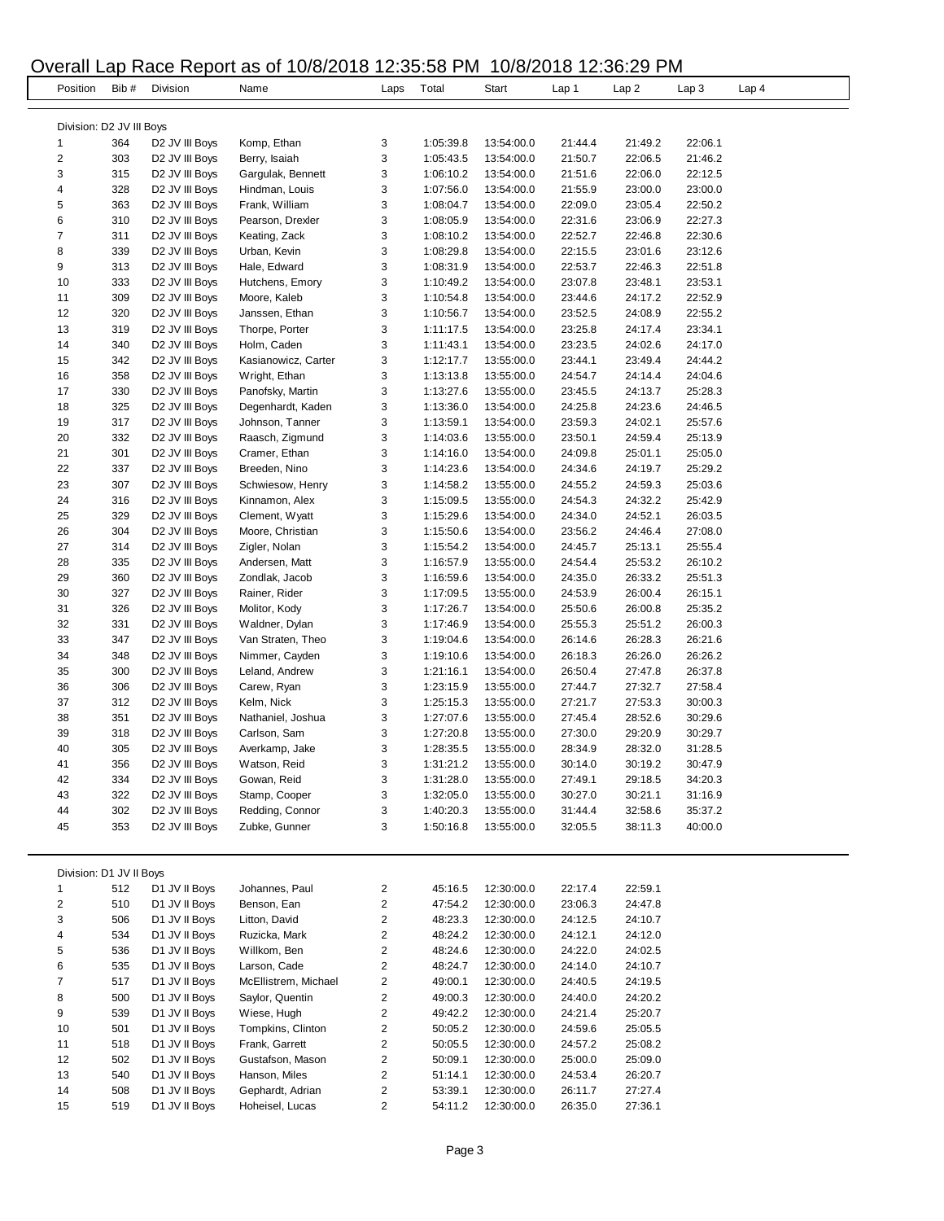# Overall Lap Race Report as of 10/8/2018 12:35:58 PM 10/8/2018 12:36:29 PM

| Position | Bib # | Division | Name | Laps | Total | Start | Lap 1 | Lap 2 | Lap 3 | Lap 4 |
|---|---|---|---|---|---|---|---|---|---|---|

**Division: D2 JV III Boys**

| Position | Bib # | Division | Name | Laps | Total | Start | Lap 1 | Lap 2 | Lap 3 | Lap 4 |
|---|---|---|---|---|---|---|---|---|---|---|
| 1 | 364 | D2 JV III Boys | Komp, Ethan | 3 | 1:05:39.8 | 13:54:00.0 | 21:44.4 | 21:49.2 | 22:06.1 | |
| 2 | 303 | D2 JV III Boys | Berry, Isaiah | 3 | 1:05:43.5 | 13:54:00.0 | 21:50.7 | 22:06.5 | 21:46.2 | |
| 3 | 315 | D2 JV III Boys | Gargulak, Bennett | 3 | 1:06:10.2 | 13:54:00.0 | 21:51.6 | 22:06.0 | 22:12.5 | |
| 4 | 328 | D2 JV III Boys | Hindman, Louis | 3 | 1:07:56.0 | 13:54:00.0 | 21:55.9 | 23:00.0 | 23:00.0 | |
| 5 | 363 | D2 JV III Boys | Frank, William | 3 | 1:08:04.7 | 13:54:00.0 | 22:09.0 | 23:05.4 | 22:50.2 | |
| 6 | 310 | D2 JV III Boys | Pearson, Drexler | 3 | 1:08:05.9 | 13:54:00.0 | 22:31.6 | 23:06.9 | 22:27.3 | |
| 7 | 311 | D2 JV III Boys | Keating, Zack | 3 | 1:08:10.2 | 13:54:00.0 | 22:52.7 | 22:46.8 | 22:30.6 | |
| 8 | 339 | D2 JV III Boys | Urban, Kevin | 3 | 1:08:29.8 | 13:54:00.0 | 22:15.5 | 23:01.6 | 23:12.6 | |
| 9 | 313 | D2 JV III Boys | Hale, Edward | 3 | 1:08:31.9 | 13:54:00.0 | 22:53.7 | 22:46.3 | 22:51.8 | |
| 10 | 333 | D2 JV III Boys | Hutchens, Emory | 3 | 1:10:49.2 | 13:54:00.0 | 23:07.8 | 23:48.1 | 23:53.1 | |
| 11 | 309 | D2 JV III Boys | Moore, Kaleb | 3 | 1:10:54.8 | 13:54:00.0 | 23:44.6 | 24:17.2 | 22:52.9 | |
| 12 | 320 | D2 JV III Boys | Janssen, Ethan | 3 | 1:10:56.7 | 13:54:00.0 | 23:52.5 | 24:08.9 | 22:55.2 | |
| 13 | 319 | D2 JV III Boys | Thorpe, Porter | 3 | 1:11:17.5 | 13:54:00.0 | 23:25.8 | 24:17.4 | 23:34.1 | |
| 14 | 340 | D2 JV III Boys | Holm, Caden | 3 | 1:11:43.1 | 13:54:00.0 | 23:23.5 | 24:02.6 | 24:17.0 | |
| 15 | 342 | D2 JV III Boys | Kasianowicz, Carter | 3 | 1:12:17.7 | 13:55:00.0 | 23:44.1 | 23:49.4 | 24:44.2 | |
| 16 | 358 | D2 JV III Boys | Wright, Ethan | 3 | 1:13:13.8 | 13:55:00.0 | 24:54.7 | 24:14.4 | 24:04.6 | |
| 17 | 330 | D2 JV III Boys | Panofsky, Martin | 3 | 1:13:27.6 | 13:55:00.0 | 23:45.5 | 24:13.7 | 25:28.3 | |
| 18 | 325 | D2 JV III Boys | Degenhardt, Kaden | 3 | 1:13:36.0 | 13:54:00.0 | 24:25.8 | 24:23.6 | 24:46.5 | |
| 19 | 317 | D2 JV III Boys | Johnson, Tanner | 3 | 1:13:59.1 | 13:54:00.0 | 23:59.3 | 24:02.1 | 25:57.6 | |
| 20 | 332 | D2 JV III Boys | Raasch, Zigmund | 3 | 1:14:03.6 | 13:55:00.0 | 23:50.1 | 24:59.4 | 25:13.9 | |
| 21 | 301 | D2 JV III Boys | Cramer, Ethan | 3 | 1:14:16.0 | 13:54:00.0 | 24:09.8 | 25:01.1 | 25:05.0 | |
| 22 | 337 | D2 JV III Boys | Breeden, Nino | 3 | 1:14:23.6 | 13:54:00.0 | 24:34.6 | 24:19.7 | 25:29.2 | |
| 23 | 307 | D2 JV III Boys | Schwiesow, Henry | 3 | 1:14:58.2 | 13:55:00.0 | 24:55.2 | 24:59.3 | 25:03.6 | |
| 24 | 316 | D2 JV III Boys | Kinnamon, Alex | 3 | 1:15:09.5 | 13:55:00.0 | 24:54.3 | 24:32.2 | 25:42.9 | |
| 25 | 329 | D2 JV III Boys | Clement, Wyatt | 3 | 1:15:29.6 | 13:54:00.0 | 24:34.0 | 24:52.1 | 26:03.5 | |
| 26 | 304 | D2 JV III Boys | Moore, Christian | 3 | 1:15:50.6 | 13:54:00.0 | 23:56.2 | 24:46.4 | 27:08.0 | |
| 27 | 314 | D2 JV III Boys | Zigler, Nolan | 3 | 1:15:54.2 | 13:54:00.0 | 24:45.7 | 25:13.1 | 25:55.4 | |
| 28 | 335 | D2 JV III Boys | Andersen, Matt | 3 | 1:16:57.9 | 13:55:00.0 | 24:54.4 | 25:53.2 | 26:10.2 | |
| 29 | 360 | D2 JV III Boys | Zondlak, Jacob | 3 | 1:16:59.6 | 13:54:00.0 | 24:35.0 | 26:33.2 | 25:51.3 | |
| 30 | 327 | D2 JV III Boys | Rainer, Rider | 3 | 1:17:09.5 | 13:55:00.0 | 24:53.9 | 26:00.4 | 26:15.1 | |
| 31 | 326 | D2 JV III Boys | Molitor, Kody | 3 | 1:17:26.7 | 13:54:00.0 | 25:50.6 | 26:00.8 | 25:35.2 | |
| 32 | 331 | D2 JV III Boys | Waldner, Dylan | 3 | 1:17:46.9 | 13:54:00.0 | 25:55.3 | 25:51.2 | 26:00.3 | |
| 33 | 347 | D2 JV III Boys | Van Straten, Theo | 3 | 1:19:04.6 | 13:54:00.0 | 26:14.6 | 26:28.3 | 26:21.6 | |
| 34 | 348 | D2 JV III Boys | Nimmer, Cayden | 3 | 1:19:10.6 | 13:54:00.0 | 26:18.3 | 26:26.0 | 26:26.2 | |
| 35 | 300 | D2 JV III Boys | Leland, Andrew | 3 | 1:21:16.1 | 13:54:00.0 | 26:50.4 | 27:47.8 | 26:37.8 | |
| 36 | 306 | D2 JV III Boys | Carew, Ryan | 3 | 1:23:15.9 | 13:55:00.0 | 27:44.7 | 27:32.7 | 27:58.4 | |
| 37 | 312 | D2 JV III Boys | Kelm, Nick | 3 | 1:25:15.3 | 13:55:00.0 | 27:21.7 | 27:53.3 | 30:00.3 | |
| 38 | 351 | D2 JV III Boys | Nathaniel, Joshua | 3 | 1:27:07.6 | 13:55:00.0 | 27:45.4 | 28:52.6 | 30:29.6 | |
| 39 | 318 | D2 JV III Boys | Carlson, Sam | 3 | 1:27:20.8 | 13:55:00.0 | 27:30.0 | 29:20.9 | 30:29.7 | |
| 40 | 305 | D2 JV III Boys | Averkamp, Jake | 3 | 1:28:35.5 | 13:55:00.0 | 28:34.9 | 28:32.0 | 31:28.5 | |
| 41 | 356 | D2 JV III Boys | Watson, Reid | 3 | 1:31:21.2 | 13:55:00.0 | 30:14.0 | 30:19.2 | 30:47.9 | |
| 42 | 334 | D2 JV III Boys | Gowan, Reid | 3 | 1:31:28.0 | 13:55:00.0 | 27:49.1 | 29:18.5 | 34:20.3 | |
| 43 | 322 | D2 JV III Boys | Stamp, Cooper | 3 | 1:32:05.0 | 13:55:00.0 | 30:27.0 | 30:21.1 | 31:16.9 | |
| 44 | 302 | D2 JV III Boys | Redding, Connor | 3 | 1:40:20.3 | 13:55:00.0 | 31:44.4 | 32:58.6 | 35:37.2 | |
| 45 | 353 | D2 JV III Boys | Zubke, Gunner | 3 | 1:50:16.8 | 13:55:00.0 | 32:05.5 | 38:11.3 | 40:00.0 | |

**Division: D1 JV II Boys**

| Position | Bib # | Division | Name | Laps | Total | Start | Lap 1 | Lap 2 | Lap 3 | Lap 4 |
|---|---|---|---|---|---|---|---|---|---|---|
| 1 | 512 | D1 JV II Boys | Johannes, Paul | 2 | 45:16.5 | 12:30:00.0 | 22:17.4 | 22:59.1 | | |
| 2 | 510 | D1 JV II Boys | Benson, Ean | 2 | 47:54.2 | 12:30:00.0 | 23:06.3 | 24:47.8 | | |
| 3 | 506 | D1 JV II Boys | Litton, David | 2 | 48:23.3 | 12:30:00.0 | 24:12.5 | 24:10.7 | | |
| 4 | 534 | D1 JV II Boys | Ruzicka, Mark | 2 | 48:24.2 | 12:30:00.0 | 24:12.1 | 24:12.0 | | |
| 5 | 536 | D1 JV II Boys | Willkom, Ben | 2 | 48:24.6 | 12:30:00.0 | 24:22.0 | 24:02.5 | | |
| 6 | 535 | D1 JV II Boys | Larson, Cade | 2 | 48:24.7 | 12:30:00.0 | 24:14.0 | 24:10.7 | | |
| 7 | 517 | D1 JV II Boys | McEllistrem, Michael | 2 | 49:00.1 | 12:30:00.0 | 24:40.5 | 24:19.5 | | |
| 8 | 500 | D1 JV II Boys | Saylor, Quentin | 2 | 49:00.3 | 12:30:00.0 | 24:40.0 | 24:20.2 | | |
| 9 | 539 | D1 JV II Boys | Wiese, Hugh | 2 | 49:42.2 | 12:30:00.0 | 24:21.4 | 25:20.7 | | |
| 10 | 501 | D1 JV II Boys | Tompkins, Clinton | 2 | 50:05.2 | 12:30:00.0 | 24:59.6 | 25:05.5 | | |
| 11 | 518 | D1 JV II Boys | Frank, Garrett | 2 | 50:05.5 | 12:30:00.0 | 24:57.2 | 25:08.2 | | |
| 12 | 502 | D1 JV II Boys | Gustafson, Mason | 2 | 50:09.1 | 12:30:00.0 | 25:00.0 | 25:09.0 | | |
| 13 | 540 | D1 JV II Boys | Hanson, Miles | 2 | 51:14.1 | 12:30:00.0 | 24:53.4 | 26:20.7 | | |
| 14 | 508 | D1 JV II Boys | Gephardt, Adrian | 2 | 53:39.1 | 12:30:00.0 | 26:11.7 | 27:27.4 | | |
| 15 | 519 | D1 JV II Boys | Hoheisel, Lucas | 2 | 54:11.2 | 12:30:00.0 | 26:35.0 | 27:36.1 | | |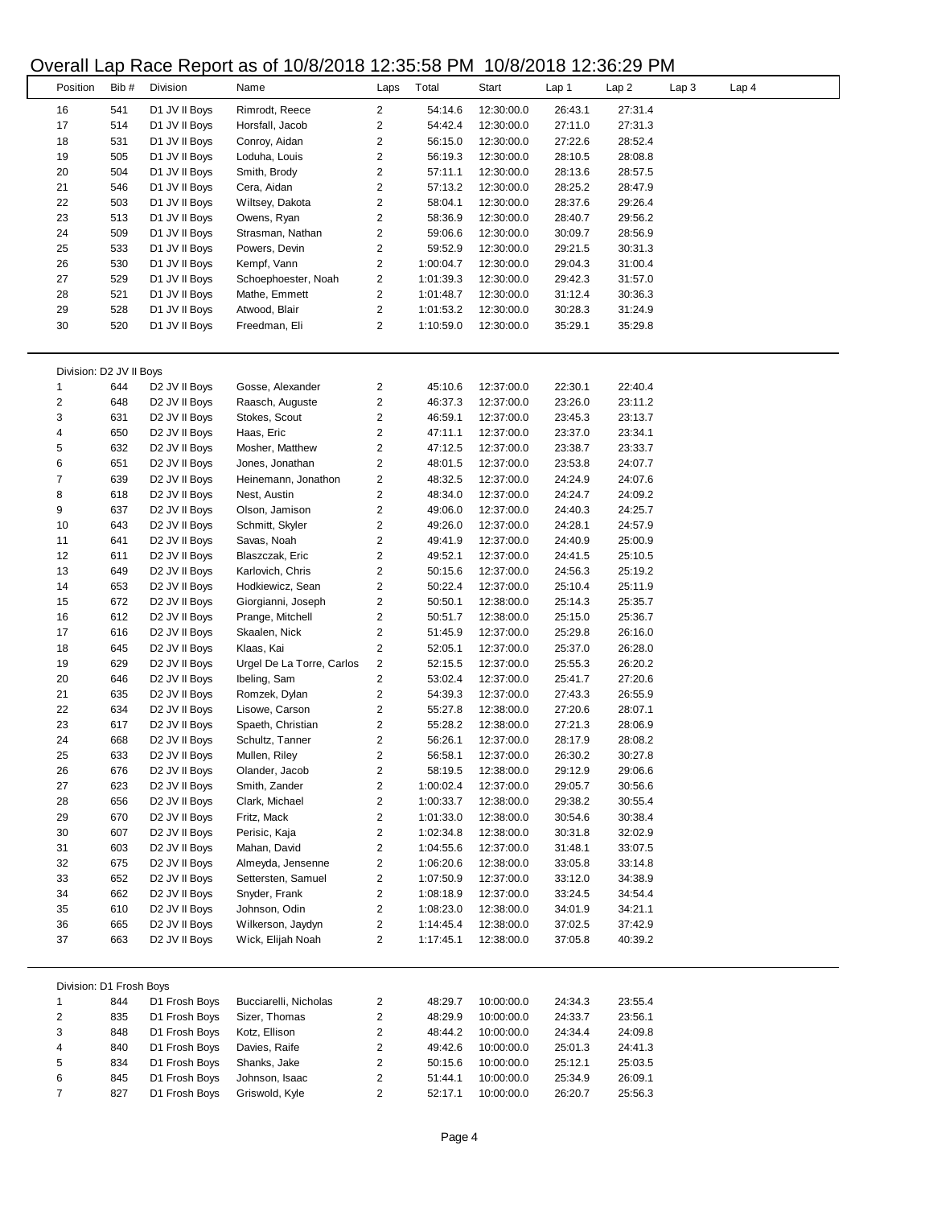# Overall Lap Race Report as of 10/8/2018 12:35:58 PM 10/8/2018 12:36:29 PM

| Position | Bib # | Division | Name | Laps | Total | Start | Lap 1 | Lap 2 | Lap 3 | Lap 4 |
|---|---|---|---|---|---|---|---|---|---|---|
| 16 | 541 | D1 JV II Boys | Rimrodt, Reece | 2 | 54:14.6 | 12:30:00.0 | 26:43.1 | 27:31.4 | | |
| 17 | 514 | D1 JV II Boys | Horsfall, Jacob | 2 | 54:42.4 | 12:30:00.0 | 27:11.0 | 27:31.3 | | |
| 18 | 531 | D1 JV II Boys | Conroy, Aidan | 2 | 56:15.0 | 12:30:00.0 | 27:22.6 | 28:52.4 | | |
| 19 | 505 | D1 JV II Boys | Loduha, Louis | 2 | 56:19.3 | 12:30:00.0 | 28:10.5 | 28:08.8 | | |
| 20 | 504 | D1 JV II Boys | Smith, Brody | 2 | 57:11.1 | 12:30:00.0 | 28:13.6 | 28:57.5 | | |
| 21 | 546 | D1 JV II Boys | Cera, Aidan | 2 | 57:13.2 | 12:30:00.0 | 28:25.2 | 28:47.9 | | |
| 22 | 503 | D1 JV II Boys | Wiltsey, Dakota | 2 | 58:04.1 | 12:30:00.0 | 28:37.6 | 29:26.4 | | |
| 23 | 513 | D1 JV II Boys | Owens, Ryan | 2 | 58:36.9 | 12:30:00.0 | 28:40.7 | 29:56.2 | | |
| 24 | 509 | D1 JV II Boys | Strasman, Nathan | 2 | 59:06.6 | 12:30:00.0 | 30:09.7 | 28:56.9 | | |
| 25 | 533 | D1 JV II Boys | Powers, Devin | 2 | 59:52.9 | 12:30:00.0 | 29:21.5 | 30:31.3 | | |
| 26 | 530 | D1 JV II Boys | Kempf, Vann | 2 | 1:00:04.7 | 12:30:00.0 | 29:04.3 | 31:00.4 | | |
| 27 | 529 | D1 JV II Boys | Schoephoester, Noah | 2 | 1:01:39.3 | 12:30:00.0 | 29:42.3 | 31:57.0 | | |
| 28 | 521 | D1 JV II Boys | Mathe, Emmett | 2 | 1:01:48.7 | 12:30:00.0 | 31:12.4 | 30:36.3 | | |
| 29 | 528 | D1 JV II Boys | Atwood, Blair | 2 | 1:01:53.2 | 12:30:00.0 | 30:28.3 | 31:24.9 | | |
| 30 | 520 | D1 JV II Boys | Freedman, Eli | 2 | 1:10:59.0 | 12:30:00.0 | 35:29.1 | 35:29.8 | | |

Division: D2 JV II Boys

| Position | Bib # | Division | Name | Laps | Total | Start | Lap 1 | Lap 2 | Lap 3 | Lap 4 |
|---|---|---|---|---|---|---|---|---|---|---|
| 1 | 644 | D2 JV II Boys | Gosse, Alexander | 2 | 45:10.6 | 12:37:00.0 | 22:30.1 | 22:40.4 | | |
| 2 | 648 | D2 JV II Boys | Raasch, Auguste | 2 | 46:37.3 | 12:37:00.0 | 23:26.0 | 23:11.2 | | |
| 3 | 631 | D2 JV II Boys | Stokes, Scout | 2 | 46:59.1 | 12:37:00.0 | 23:45.3 | 23:13.7 | | |
| 4 | 650 | D2 JV II Boys | Haas, Eric | 2 | 47:11.1 | 12:37:00.0 | 23:37.0 | 23:34.1 | | |
| 5 | 632 | D2 JV II Boys | Mosher, Matthew | 2 | 47:12.5 | 12:37:00.0 | 23:38.7 | 23:33.7 | | |
| 6 | 651 | D2 JV II Boys | Jones, Jonathan | 2 | 48:01.5 | 12:37:00.0 | 23:53.8 | 24:07.7 | | |
| 7 | 639 | D2 JV II Boys | Heinemann, Jonathon | 2 | 48:32.5 | 12:37:00.0 | 24:24.9 | 24:07.6 | | |
| 8 | 618 | D2 JV II Boys | Nest, Austin | 2 | 48:34.0 | 12:37:00.0 | 24:24.7 | 24:09.2 | | |
| 9 | 637 | D2 JV II Boys | Olson, Jamison | 2 | 49:06.0 | 12:37:00.0 | 24:40.3 | 24:25.7 | | |
| 10 | 643 | D2 JV II Boys | Schmitt, Skyler | 2 | 49:26.0 | 12:37:00.0 | 24:28.1 | 24:57.9 | | |
| 11 | 641 | D2 JV II Boys | Savas, Noah | 2 | 49:41.9 | 12:37:00.0 | 24:40.9 | 25:00.9 | | |
| 12 | 611 | D2 JV II Boys | Blaszczak, Eric | 2 | 49:52.1 | 12:37:00.0 | 24:41.5 | 25:10.5 | | |
| 13 | 649 | D2 JV II Boys | Karlovich, Chris | 2 | 50:15.6 | 12:37:00.0 | 24:56.3 | 25:19.2 | | |
| 14 | 653 | D2 JV II Boys | Hodkiewicz, Sean | 2 | 50:22.4 | 12:37:00.0 | 25:10.4 | 25:11.9 | | |
| 15 | 672 | D2 JV II Boys | Giorgianni, Joseph | 2 | 50:50.1 | 12:38:00.0 | 25:14.3 | 25:35.7 | | |
| 16 | 612 | D2 JV II Boys | Prange, Mitchell | 2 | 50:51.7 | 12:38:00.0 | 25:15.0 | 25:36.7 | | |
| 17 | 616 | D2 JV II Boys | Skaalen, Nick | 2 | 51:45.9 | 12:37:00.0 | 25:29.8 | 26:16.0 | | |
| 18 | 645 | D2 JV II Boys | Klaas, Kai | 2 | 52:05.1 | 12:37:00.0 | 25:37.0 | 26:28.0 | | |
| 19 | 629 | D2 JV II Boys | Urgel De La Torre, Carlos | 2 | 52:15.5 | 12:37:00.0 | 25:55.3 | 26:20.2 | | |
| 20 | 646 | D2 JV II Boys | Ibeling, Sam | 2 | 53:02.4 | 12:37:00.0 | 25:41.7 | 27:20.6 | | |
| 21 | 635 | D2 JV II Boys | Romzek, Dylan | 2 | 54:39.3 | 12:37:00.0 | 27:43.3 | 26:55.9 | | |
| 22 | 634 | D2 JV II Boys | Lisowe, Carson | 2 | 55:27.8 | 12:38:00.0 | 27:20.6 | 28:07.1 | | |
| 23 | 617 | D2 JV II Boys | Spaeth, Christian | 2 | 55:28.2 | 12:38:00.0 | 27:21.3 | 28:06.9 | | |
| 24 | 668 | D2 JV II Boys | Schultz, Tanner | 2 | 56:26.1 | 12:37:00.0 | 28:17.9 | 28:08.2 | | |
| 25 | 633 | D2 JV II Boys | Mullen, Riley | 2 | 56:58.1 | 12:37:00.0 | 26:30.2 | 30:27.8 | | |
| 26 | 676 | D2 JV II Boys | Olander, Jacob | 2 | 58:19.5 | 12:38:00.0 | 29:12.9 | 29:06.6 | | |
| 27 | 623 | D2 JV II Boys | Smith, Zander | 2 | 1:00:02.4 | 12:37:00.0 | 29:05.7 | 30:56.6 | | |
| 28 | 656 | D2 JV II Boys | Clark, Michael | 2 | 1:00:33.7 | 12:38:00.0 | 29:38.2 | 30:55.4 | | |
| 29 | 670 | D2 JV II Boys | Fritz, Mack | 2 | 1:01:33.0 | 12:38:00.0 | 30:54.6 | 30:38.4 | | |
| 30 | 607 | D2 JV II Boys | Perisic, Kaja | 2 | 1:02:34.8 | 12:38:00.0 | 30:31.8 | 32:02.9 | | |
| 31 | 603 | D2 JV II Boys | Mahan, David | 2 | 1:04:55.6 | 12:37:00.0 | 31:48.1 | 33:07.5 | | |
| 32 | 675 | D2 JV II Boys | Almeyda, Jensenne | 2 | 1:06:20.6 | 12:38:00.0 | 33:05.8 | 33:14.8 | | |
| 33 | 652 | D2 JV II Boys | Settersten, Samuel | 2 | 1:07:50.9 | 12:37:00.0 | 33:12.0 | 34:38.9 | | |
| 34 | 662 | D2 JV II Boys | Snyder, Frank | 2 | 1:08:18.9 | 12:37:00.0 | 33:24.5 | 34:54.4 | | |
| 35 | 610 | D2 JV II Boys | Johnson, Odin | 2 | 1:08:23.0 | 12:38:00.0 | 34:01.9 | 34:21.1 | | |
| 36 | 665 | D2 JV II Boys | Wilkerson, Jaydyn | 2 | 1:14:45.4 | 12:38:00.0 | 37:02.5 | 37:42.9 | | |
| 37 | 663 | D2 JV II Boys | Wick, Elijah Noah | 2 | 1:17:45.1 | 12:38:00.0 | 37:05.8 | 40:39.2 | | |

Division: D1 Frosh Boys

| Position | Bib # | Division | Name | Laps | Total | Start | Lap 1 | Lap 2 | Lap 3 | Lap 4 |
|---|---|---|---|---|---|---|---|---|---|---|
| 1 | 844 | D1 Frosh Boys | Bucciarelli, Nicholas | 2 | 48:29.7 | 10:00:00.0 | 24:34.3 | 23:55.4 | | |
| 2 | 835 | D1 Frosh Boys | Sizer, Thomas | 2 | 48:29.9 | 10:00:00.0 | 24:33.7 | 23:56.1 | | |
| 3 | 848 | D1 Frosh Boys | Kotz, Ellison | 2 | 48:44.2 | 10:00:00.0 | 24:34.4 | 24:09.8 | | |
| 4 | 840 | D1 Frosh Boys | Davies, Raife | 2 | 49:42.6 | 10:00:00.0 | 25:01.3 | 24:41.3 | | |
| 5 | 834 | D1 Frosh Boys | Shanks, Jake | 2 | 50:15.6 | 10:00:00.0 | 25:12.1 | 25:03.5 | | |
| 6 | 845 | D1 Frosh Boys | Johnson, Isaac | 2 | 51:44.1 | 10:00:00.0 | 25:34.9 | 26:09.1 | | |
| 7 | 827 | D1 Frosh Boys | Griswold, Kyle | 2 | 52:17.1 | 10:00:00.0 | 26:20.7 | 25:56.3 | | |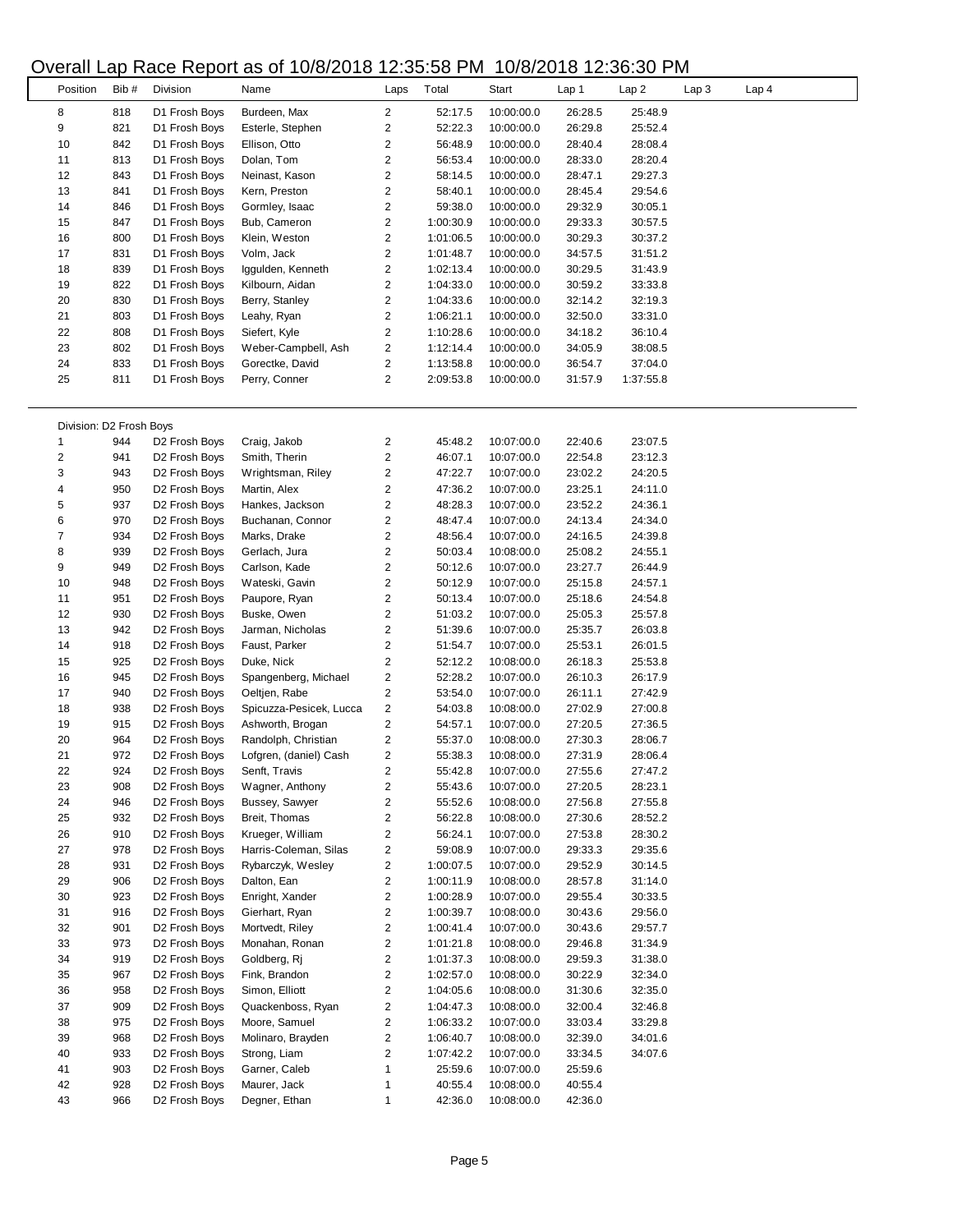# Overall Lap Race Report as of 10/8/2018 12:35:58 PM 10/8/2018 12:36:30 PM

| Position | Bib # | Division | Name | Laps | Total | Start | Lap 1 | Lap 2 | Lap 3 | Lap 4 |
|---|---|---|---|---|---|---|---|---|---|---|
| 8 | 818 | D1 Frosh Boys | Burdeen, Max | 2 | 52:17.5 | 10:00:00.0 | 26:28.5 | 25:48.9 | | |
| 9 | 821 | D1 Frosh Boys | Esterle, Stephen | 2 | 52:22.3 | 10:00:00.0 | 26:29.8 | 25:52.4 | | |
| 10 | 842 | D1 Frosh Boys | Ellison, Otto | 2 | 56:48.9 | 10:00:00.0 | 28:40.4 | 28:08.4 | | |
| 11 | 813 | D1 Frosh Boys | Dolan, Tom | 2 | 56:53.4 | 10:00:00.0 | 28:33.0 | 28:20.4 | | |
| 12 | 843 | D1 Frosh Boys | Neinast, Kason | 2 | 58:14.5 | 10:00:00.0 | 28:47.1 | 29:27.3 | | |
| 13 | 841 | D1 Frosh Boys | Kern, Preston | 2 | 58:40.1 | 10:00:00.0 | 28:45.4 | 29:54.6 | | |
| 14 | 846 | D1 Frosh Boys | Gormley, Isaac | 2 | 59:38.0 | 10:00:00.0 | 29:32.9 | 30:05.1 | | |
| 15 | 847 | D1 Frosh Boys | Bub, Cameron | 2 | 1:00:30.9 | 10:00:00.0 | 29:33.3 | 30:57.5 | | |
| 16 | 800 | D1 Frosh Boys | Klein, Weston | 2 | 1:01:06.5 | 10:00:00.0 | 30:29.3 | 30:37.2 | | |
| 17 | 831 | D1 Frosh Boys | Volm, Jack | 2 | 1:01:48.7 | 10:00:00.0 | 34:57.5 | 31:51.2 | | |
| 18 | 839 | D1 Frosh Boys | Iggulden, Kenneth | 2 | 1:02:13.4 | 10:00:00.0 | 30:29.5 | 31:43.9 | | |
| 19 | 822 | D1 Frosh Boys | Kilbourn, Aidan | 2 | 1:04:33.0 | 10:00:00.0 | 30:59.2 | 33:33.8 | | |
| 20 | 830 | D1 Frosh Boys | Berry, Stanley | 2 | 1:04:33.6 | 10:00:00.0 | 32:14.2 | 32:19.3 | | |
| 21 | 803 | D1 Frosh Boys | Leahy, Ryan | 2 | 1:06:21.1 | 10:00:00.0 | 32:50.0 | 33:31.0 | | |
| 22 | 808 | D1 Frosh Boys | Siefert, Kyle | 2 | 1:10:28.6 | 10:00:00.0 | 34:18.2 | 36:10.4 | | |
| 23 | 802 | D1 Frosh Boys | Weber-Campbell, Ash | 2 | 1:12:14.4 | 10:00:00.0 | 34:05.9 | 38:08.5 | | |
| 24 | 833 | D1 Frosh Boys | Gorectke, David | 2 | 1:13:58.8 | 10:00:00.0 | 36:54.7 | 37:04.0 | | |
| 25 | 811 | D1 Frosh Boys | Perry, Conner | 2 | 2:09:53.8 | 10:00:00.0 | 31:57.9 | 1:37:55.8 | | |

Division: D2 Frosh Boys

| Position | Bib # | Division | Name | Laps | Total | Start | Lap 1 | Lap 2 | Lap 3 | Lap 4 |
|---|---|---|---|---|---|---|---|---|---|---|
| 1 | 944 | D2 Frosh Boys | Craig, Jakob | 2 | 45:48.2 | 10:07:00.0 | 22:40.6 | 23:07.5 | | |
| 2 | 941 | D2 Frosh Boys | Smith, Therin | 2 | 46:07.1 | 10:07:00.0 | 22:54.8 | 23:12.3 | | |
| 3 | 943 | D2 Frosh Boys | Wrightsman, Riley | 2 | 47:22.7 | 10:07:00.0 | 23:02.2 | 24:20.5 | | |
| 4 | 950 | D2 Frosh Boys | Martin, Alex | 2 | 47:36.2 | 10:07:00.0 | 23:25.1 | 24:11.0 | | |
| 5 | 937 | D2 Frosh Boys | Hankes, Jackson | 2 | 48:28.3 | 10:07:00.0 | 23:52.2 | 24:36.1 | | |
| 6 | 970 | D2 Frosh Boys | Buchanan, Connor | 2 | 48:47.4 | 10:07:00.0 | 24:13.4 | 24:34.0 | | |
| 7 | 934 | D2 Frosh Boys | Marks, Drake | 2 | 48:56.4 | 10:07:00.0 | 24:16.5 | 24:39.8 | | |
| 8 | 939 | D2 Frosh Boys | Gerlach, Jura | 2 | 50:03.4 | 10:08:00.0 | 25:08.2 | 24:55.1 | | |
| 9 | 949 | D2 Frosh Boys | Carlson, Kade | 2 | 50:12.6 | 10:07:00.0 | 23:27.7 | 26:44.9 | | |
| 10 | 948 | D2 Frosh Boys | Wateski, Gavin | 2 | 50:12.9 | 10:07:00.0 | 25:15.8 | 24:57.1 | | |
| 11 | 951 | D2 Frosh Boys | Paupore, Ryan | 2 | 50:13.4 | 10:07:00.0 | 25:18.6 | 24:54.8 | | |
| 12 | 930 | D2 Frosh Boys | Buske, Owen | 2 | 51:03.2 | 10:07:00.0 | 25:05.3 | 25:57.8 | | |
| 13 | 942 | D2 Frosh Boys | Jarman, Nicholas | 2 | 51:39.6 | 10:07:00.0 | 25:35.7 | 26:03.8 | | |
| 14 | 918 | D2 Frosh Boys | Faust, Parker | 2 | 51:54.7 | 10:07:00.0 | 25:53.1 | 26:01.5 | | |
| 15 | 925 | D2 Frosh Boys | Duke, Nick | 2 | 52:12.2 | 10:08:00.0 | 26:18.3 | 25:53.8 | | |
| 16 | 945 | D2 Frosh Boys | Spangenberg, Michael | 2 | 52:28.2 | 10:07:00.0 | 26:10.3 | 26:17.9 | | |
| 17 | 940 | D2 Frosh Boys | Oeltjen, Rabe | 2 | 53:54.0 | 10:07:00.0 | 26:11.1 | 27:42.9 | | |
| 18 | 938 | D2 Frosh Boys | Spicuzza-Pesicek, Lucca | 2 | 54:03.8 | 10:08:00.0 | 27:02.9 | 27:00.8 | | |
| 19 | 915 | D2 Frosh Boys | Ashworth, Brogan | 2 | 54:57.1 | 10:07:00.0 | 27:20.5 | 27:36.5 | | |
| 20 | 964 | D2 Frosh Boys | Randolph, Christian | 2 | 55:37.0 | 10:08:00.0 | 27:30.3 | 28:06.7 | | |
| 21 | 972 | D2 Frosh Boys | Lofgren, (daniel) Cash | 2 | 55:38.3 | 10:08:00.0 | 27:31.9 | 28:06.4 | | |
| 22 | 924 | D2 Frosh Boys | Senft, Travis | 2 | 55:42.8 | 10:07:00.0 | 27:55.6 | 27:47.2 | | |
| 23 | 908 | D2 Frosh Boys | Wagner, Anthony | 2 | 55:43.6 | 10:07:00.0 | 27:20.5 | 28:23.1 | | |
| 24 | 946 | D2 Frosh Boys | Bussey, Sawyer | 2 | 55:52.6 | 10:08:00.0 | 27:56.8 | 27:55.8 | | |
| 25 | 932 | D2 Frosh Boys | Breit, Thomas | 2 | 56:22.8 | 10:08:00.0 | 27:30.6 | 28:52.2 | | |
| 26 | 910 | D2 Frosh Boys | Krueger, William | 2 | 56:24.1 | 10:07:00.0 | 27:53.8 | 28:30.2 | | |
| 27 | 978 | D2 Frosh Boys | Harris-Coleman, Silas | 2 | 59:08.9 | 10:07:00.0 | 29:33.3 | 29:35.6 | | |
| 28 | 931 | D2 Frosh Boys | Rybarczyk, Wesley | 2 | 1:00:07.5 | 10:07:00.0 | 29:52.9 | 30:14.5 | | |
| 29 | 906 | D2 Frosh Boys | Dalton, Ean | 2 | 1:00:11.9 | 10:08:00.0 | 28:57.8 | 31:14.0 | | |
| 30 | 923 | D2 Frosh Boys | Enright, Xander | 2 | 1:00:28.9 | 10:07:00.0 | 29:55.4 | 30:33.5 | | |
| 31 | 916 | D2 Frosh Boys | Gierhart, Ryan | 2 | 1:00:39.7 | 10:08:00.0 | 30:43.6 | 29:56.0 | | |
| 32 | 901 | D2 Frosh Boys | Mortvedt, Riley | 2 | 1:00:41.4 | 10:07:00.0 | 30:43.6 | 29:57.7 | | |
| 33 | 973 | D2 Frosh Boys | Monahan, Ronan | 2 | 1:01:21.8 | 10:08:00.0 | 29:46.8 | 31:34.9 | | |
| 34 | 919 | D2 Frosh Boys | Goldberg, Rj | 2 | 1:01:37.3 | 10:08:00.0 | 29:59.3 | 31:38.0 | | |
| 35 | 967 | D2 Frosh Boys | Fink, Brandon | 2 | 1:02:57.0 | 10:08:00.0 | 30:22.9 | 32:34.0 | | |
| 36 | 958 | D2 Frosh Boys | Simon, Elliott | 2 | 1:04:05.6 | 10:08:00.0 | 31:30.6 | 32:35.0 | | |
| 37 | 909 | D2 Frosh Boys | Quackenboss, Ryan | 2 | 1:04:47.3 | 10:08:00.0 | 32:00.4 | 32:46.8 | | |
| 38 | 975 | D2 Frosh Boys | Moore, Samuel | 2 | 1:06:33.2 | 10:07:00.0 | 33:03.4 | 33:29.8 | | |
| 39 | 968 | D2 Frosh Boys | Molinaro, Brayden | 2 | 1:06:40.7 | 10:08:00.0 | 32:39.0 | 34:01.6 | | |
| 40 | 933 | D2 Frosh Boys | Strong, Liam | 2 | 1:07:42.2 | 10:07:00.0 | 33:34.5 | 34:07.6 | | |
| 41 | 903 | D2 Frosh Boys | Garner, Caleb | 1 | 25:59.6 | 10:07:00.0 | 25:59.6 | | | |
| 42 | 928 | D2 Frosh Boys | Maurer, Jack | 1 | 40:55.4 | 10:08:00.0 | 40:55.4 | | | |
| 43 | 966 | D2 Frosh Boys | Degner, Ethan | 1 | 42:36.0 | 10:08:00.0 | 42:36.0 | | | |